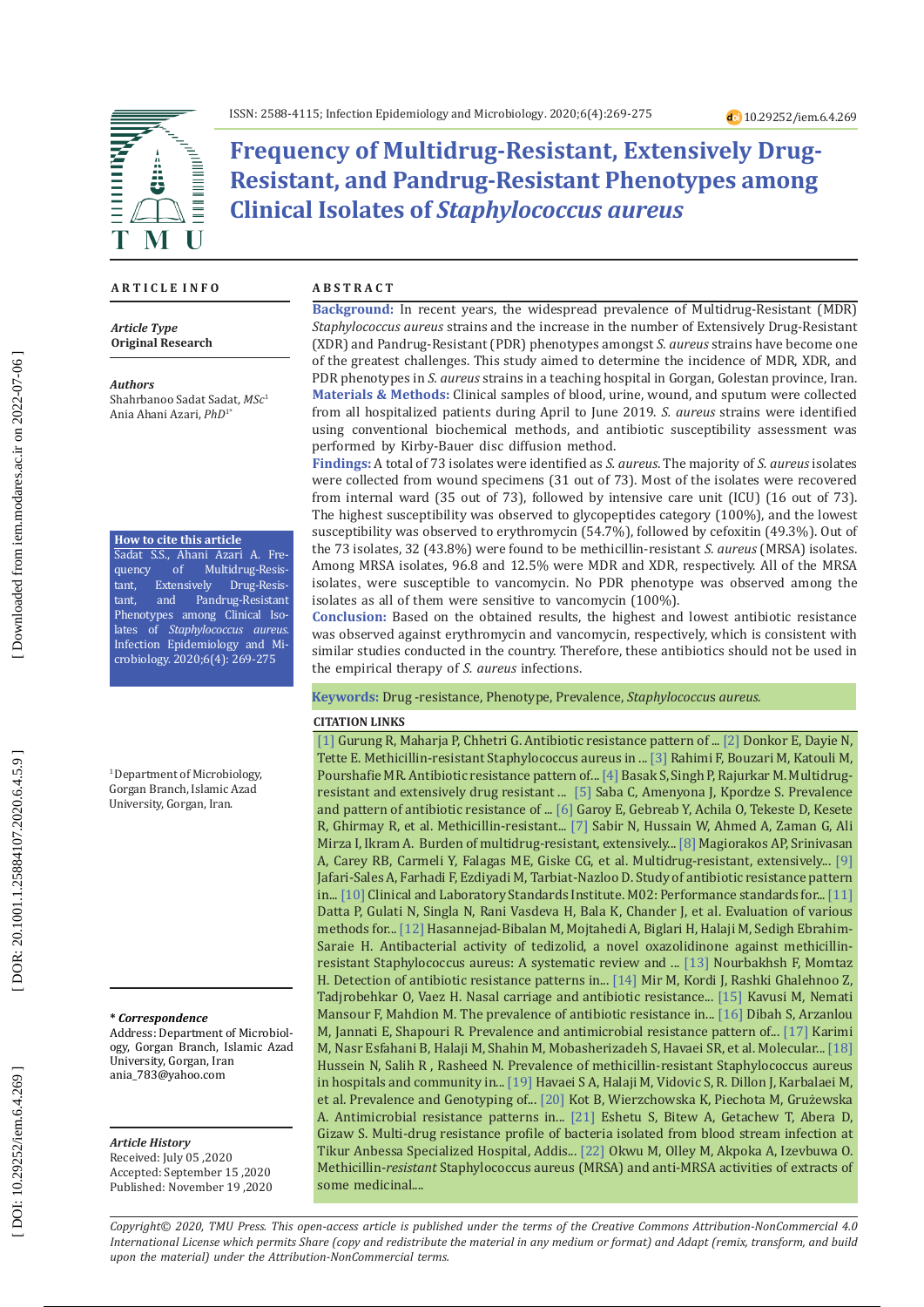# Frequency of Multidrug-Resistant, Extensively Drug-Resistant, and Pandrug-Resistant Phenotypes among Clinical Isolates of *Staphylococcus aureus*

## ARTICLE INFO

***Article Type***
**Original Research**

***Authors***
Shahrbanoo Sadat Sadat, *MSc*[1]
Ania Ahani Azari, *PhD*[1*]

**How to cite this article**
Sadat S.S., Ahani Azari A. Frequency of Multidrug-Resistant, Extensively Drug-Resistant, and Pandrug-Resistant Phenotypes among Clinical Isolates of *Staphylococcus aureus*. Infection Epidemiology and Microbiology. 2020;6(4): 269-275

[1]Department of Microbiology, Gorgan Branch, Islamic Azad University, Gorgan, Iran.

***\* Correspondence***
Address: Department of Microbiology, Gorgan Branch, Islamic Azad University, Gorgan, Iran
ania_783@yahoo.com

***Article History***
Received: July 05 ,2020
Accepted: September 15 ,2020
Published: November 19 ,2020

## ABSTRACT

**Background:** In recent years, the widespread prevalence of Multidrug-Resistant (MDR) *Staphylococcus aureus* strains and the increase in the number of Extensively Drug-Resistant (XDR) and Pandrug-Resistant (PDR) phenotypes amongst *S. aureus* strains have become one of the greatest challenges. This study aimed to determine the incidence of MDR, XDR, and PDR phenotypes in *S. aureus* strains in a teaching hospital in Gorgan, Golestan province, Iran.

**Materials & Methods:** Clinical samples of blood, urine, wound, and sputum were collected from all hospitalized patients during April to June 2019. *S. aureus* strains were identified using conventional biochemical methods, and antibiotic susceptibility assessment was performed by Kirby-Bauer disc diffusion method.

**Findings:** A total of 73 isolates were identified as *S. aureus*. The majority of *S. aureus* isolates were collected from wound specimens (31 out of 73). Most of the isolates were recovered from internal ward (35 out of 73), followed by intensive care unit (ICU) (16 out of 73). The highest susceptibility was observed to glycopeptides category (100%), and the lowest susceptibility was observed to erythromycin (54.7%), followed by cefoxitin (49.3%). Out of the 73 isolates, 32 (43.8%) were found to be methicillin-resistant *S. aureus* (MRSA) isolates. Among MRSA isolates, 96.8 and 12.5% were MDR and XDR, respectively. All of the MRSA isolates, were susceptible to vancomycin. No PDR phenotype was observed among the isolates as all of them were sensitive to vancomycin (100%).

**Conclusion:** Based on the obtained results, the highest and lowest antibiotic resistance was observed against erythromycin and vancomycin, respectively, which is consistent with similar studies conducted in the country. Therefore, these antibiotics should not be used in the empirical therapy of *S. aureus* infections.

**Keywords:** Drug -resistance, Phenotype, Prevalence, *Staphylococcus aureus.*

**CITATION LINKS**

[1] Gurung R, Maharja P, Chhetri G. Antibiotic resistance pattern of ... [2] Donkor E, Dayie N, Tette E. Methicillin-resistant Staphylococcus aureus in ... [3] Rahimi F, Bouzari M, Katouli M, Pourshafie MR. Antibiotic resistance pattern of... [4] Basak S, Singh P, Rajurkar M. Multidrug-resistant and extensively drug resistant ... [5] Saba C, Amenyona J, Kpordze S. Prevalence and pattern of antibiotic resistance of ... [6] Garoy E, Gebreab Y, Achila O, Tekeste D, Kesete R, Ghirmay R, et al. Methicillin-resistant... [7] Sabir N, Hussain W, Ahmed A, Zaman G, Ali Mirza I, Ikram A. Burden of multidrug-resistant, extensively... [8] Magiorakos AP, Srinivasan A, Carey RB, Carmeli Y, Falagas ME, Giske CG, et al. Multidrug-resistant, extensively... [9] Jafari-Sales A, Farhadi F, Ezdiyadi M, Tarbiat-Nazloo D. Study of antibiotic resistance pattern in... [10] Clinical and Laboratory Standards Institute. M02: Performance standards for... [11] Datta P, Gulati N, Singla N, Rani Vasdeva H, Bala K, Chander J, et al. Evaluation of various methods for... [12] Hasannejad-Bibalan M, Mojtahedi A, Biglari H, Halaji M, Sedigh Ebrahim-Saraie H. Antibacterial activity of tedizolid, a novel oxazolidinone against methicillin-resistant Staphylococcus aureus: A systematic review and ... [13] Nourbakhsh F, Momtaz H. Detection of antibiotic resistance patterns in... [14] Mir M, Kordi J, Rashki Ghalehnoo Z, Tadjrobehkar O, Vaez H. Nasal carriage and antibiotic resistance... [15] Kavusi M, Nemati Mansour F, Mahdion M. The prevalence of antibiotic resistance in... [16] Dibah S, Arzanlou M, Jannati E, Shapouri R. Prevalence and antimicrobial resistance pattern of... [17] Karimi M, Nasr Esfahani B, Halaji M, Shahin M, Mobasherizadeh S, Havaei SR, et al. Molecular... [18] Hussein N, Salih R , Rasheed N. Prevalence of methicillin-resistant Staphylococcus aureus in hospitals and community in... [19] Havaei S A, Halaji M, Vidovic S, R. Dillon J, Karbalaei M, et al. Prevalence and Genotyping of... [20] Kot B, Wierzchowska K, Piechota M, Grużewska A. Antimicrobial resistance patterns in... [21] Eshetu S, Bitew A, Getachew T, Abera D, Gizaw S. Multi-drug resistance profile of bacteria isolated from blood stream infection at Tikur Anbessa Specialized Hospital, Addis... [22] Okwu M, Olley M, Akpoka A, Izevbuwa O. Methicillin-*resistant* Staphylococcus aureus (MRSA) and anti-MRSA activities of extracts of some medicinal....

*Copyright© 2020, TMU Press. This open-access article is published under the terms of the Creative Commons Attribution-NonCommercial 4.0 International License which permits Share (copy and redistribute the material in any medium or format) and Adapt (remix, transform, and build upon the material) under the Attribution-NonCommercial terms.*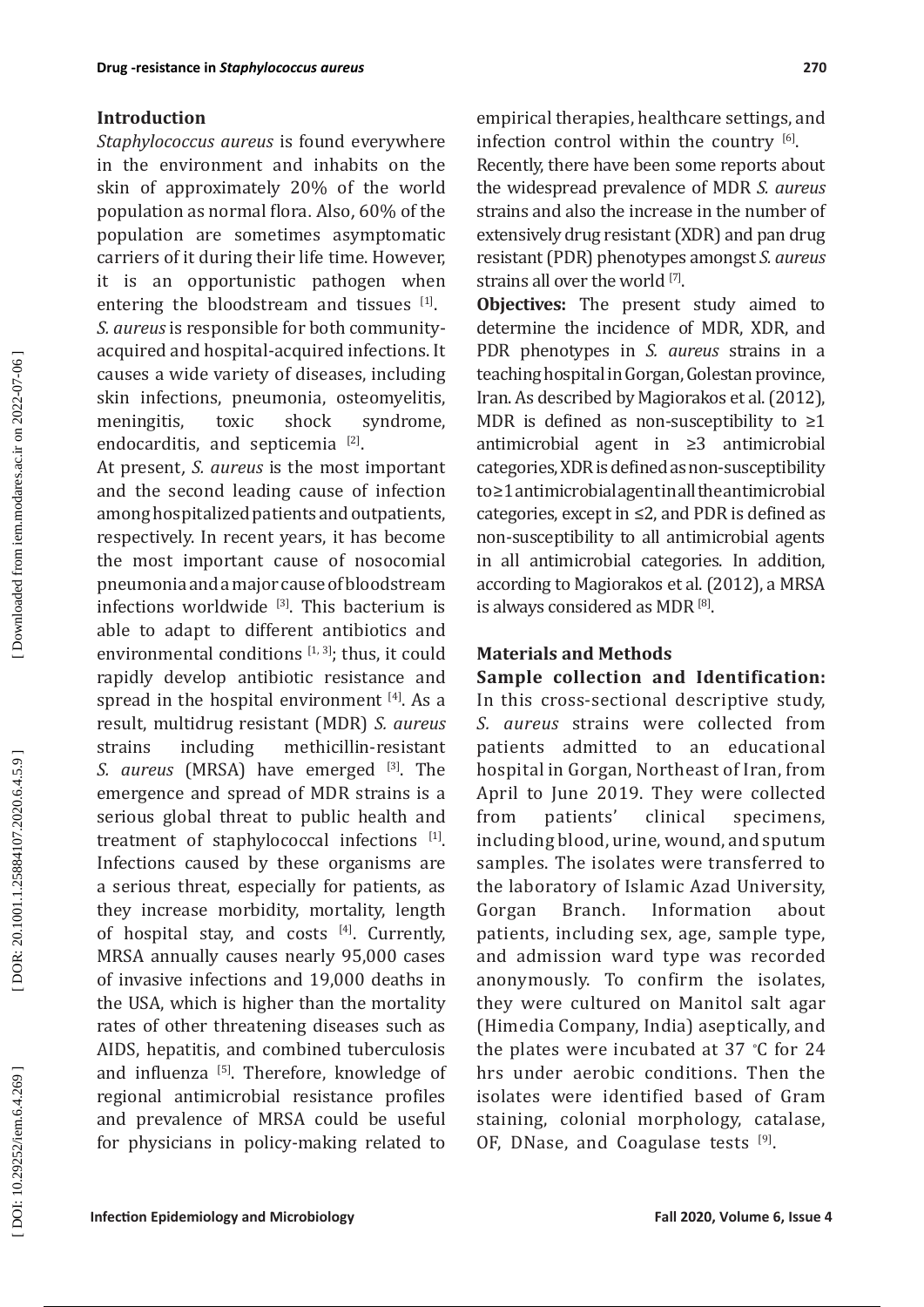## Introduction

*Staphylococcus aureus* is found everywhere in the environment and inhabits on the skin of approximately 20% of the world population as normal flora. Also, 60% of the population are sometimes asymptomatic carriers of it during their life time. However, it is an opportunistic pathogen when entering the bloodstream and tissues [1]. *S. aureus* is responsible for both community-acquired and hospital-acquired infections. It causes a wide variety of diseases, including skin infections, pneumonia, osteomyelitis, meningitis, toxic shock syndrome, endocarditis, and septicemia [2].

At present, *S. aureus* is the most important and the second leading cause of infection among hospitalized patients and outpatients, respectively. In recent years, it has become the most important cause of nosocomial pneumonia and a major cause of bloodstream infections worldwide [3]. This bacterium is able to adapt to different antibiotics and environmental conditions [1, 3]; thus, it could rapidly develop antibiotic resistance and spread in the hospital environment [4]. As a result, multidrug resistant (MDR) *S. aureus* strains including methicillin-resistant *S. aureus* (MRSA) have emerged [3]. The emergence and spread of MDR strains is a serious global threat to public health and treatment of staphylococcal infections [1]. Infections caused by these organisms are a serious threat, especially for patients, as they increase morbidity, mortality, length of hospital stay, and costs [4]. Currently, MRSA annually causes nearly 95,000 cases of invasive infections and 19,000 deaths in the USA, which is higher than the mortality rates of other threatening diseases such as AIDS, hepatitis, and combined tuberculosis and influenza [5]. Therefore, knowledge of regional antimicrobial resistance profiles and prevalence of MRSA could be useful for physicians in policy-making related to empirical therapies, healthcare settings, and infection control within the country [6].

Recently, there have been some reports about the widespread prevalence of MDR *S. aureus* strains and also the increase in the number of extensively drug resistant (XDR) and pan drug resistant (PDR) phenotypes amongst *S. aureus* strains all over the world [7].

**Objectives:** The present study aimed to determine the incidence of MDR, XDR, and PDR phenotypes in *S. aureus* strains in a teaching hospital in Gorgan, Golestan province, Iran. As described by Magiorakos et al. (2012), MDR is defined as non-susceptibility to ≥1 antimicrobial agent in ≥3 antimicrobial categories, XDR is defined as non-susceptibility to ≥1 antimicrobial agent in all the antimicrobial categories, except in ≤2, and PDR is defined as non-susceptibility to all antimicrobial agents in all antimicrobial categories. In addition, according to Magiorakos et al. (2012), a MRSA is always considered as MDR [8].

## Materials and Methods

**Sample collection and Identification:** In this cross-sectional descriptive study, *S. aureus* strains were collected from patients admitted to an educational hospital in Gorgan, Northeast of Iran, from April to June 2019. They were collected from patients' clinical specimens, including blood, urine, wound, and sputum samples. The isolates were transferred to the laboratory of Islamic Azad University, Gorgan Branch. Information about patients, including sex, age, sample type, and admission ward type was recorded anonymously. To confirm the isolates, they were cultured on Manitol salt agar (Himedia Company, India) aseptically, and the plates were incubated at 37 °C for 24 hrs under aerobic conditions. Then the isolates were identified based of Gram staining, colonial morphology, catalase, OF, DNase, and Coagulase tests [9].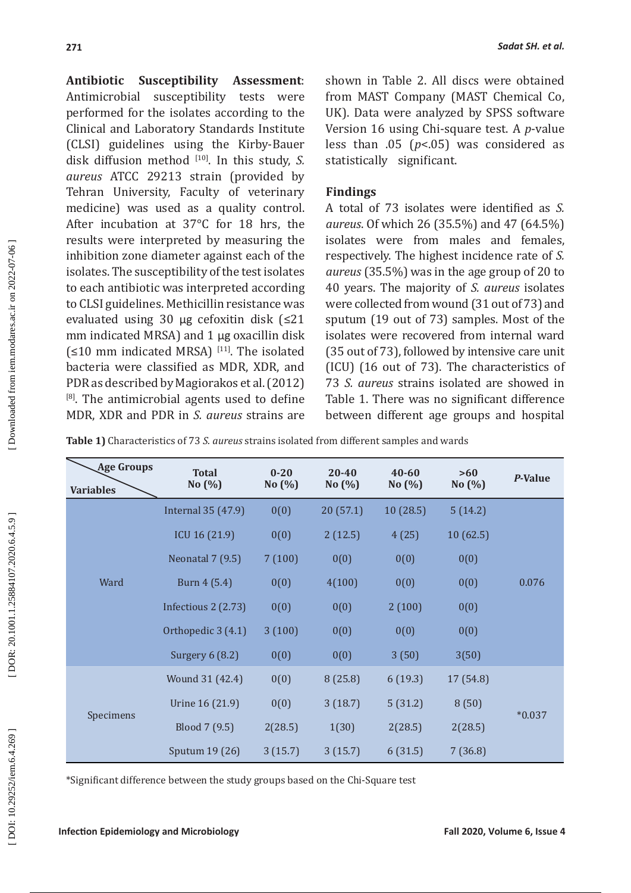**Antibiotic Susceptibility Assessment**: Antimicrobial susceptibility tests were performed for the isolates according to the Clinical and Laboratory Standards Institute (CLSI) guidelines using the Kirby-Bauer disk diffusion method [10]. In this study, *S. aureus* ATCC 29213 strain (provided by Tehran University, Faculty of veterinary medicine) was used as a quality control. After incubation at 37°C for 18 hrs, the results were interpreted by measuring the inhibition zone diameter against each of the isolates. The susceptibility of the test isolates to each antibiotic was interpreted according to CLSI guidelines. Methicillin resistance was evaluated using 30 µg cefoxitin disk (≤21 mm indicated MRSA) and 1 µg oxacillin disk (≤10 mm indicated MRSA) [11]. The isolated bacteria were classified as MDR, XDR, and PDR as described by Magiorakos et al. (2012) [8]. The antimicrobial agents used to define MDR, XDR and PDR in *S. aureus* strains are shown in Table 2. All discs were obtained from MAST Company (MAST Chemical Co, UK). Data were analyzed by SPSS software Version 16 using Chi-square test. A *p*-value less than .05 ($p<.05$) was considered as statistically significant.

## Findings

A total of 73 isolates were identified as *S. aureus*. Of which 26 (35.5%) and 47 (64.5%) isolates were from males and females, respectively. The highest incidence rate of *S. aureus* (35.5%) was in the age group of 20 to 40 years. The majority of *S. aureus* isolates were collected from wound (31 out of 73) and sputum (19 out of 73) samples. Most of the isolates were recovered from internal ward (35 out of 73), followed by intensive care unit (ICU) (16 out of 73). The characteristics of 73 *S. aureus* strains isolated are showed in Table 1. There was no significant difference between different age groups and hospital

**Table 1)** Characteristics of 73 *S. aureus* strains isolated from different samples and wards

| Variables \ Age Groups | Total No (%) | 0-20 No (%) | 20-40 No (%) | 40-60 No (%) | >60 No (%) | *P*-Value |
|---|---|---|---|---|---|---|
| Ward | Internal 35 (47.9) | 0(0) | 20 (57.1) | 10 (28.5) | 5 (14.2) | 0.076 |
| | ICU 16 (21.9) | 0(0) | 2 (12.5) | 4 (25) | 10 (62.5) | |
| | Neonatal 7 (9.5) | 7 (100) | 0(0) | 0(0) | 0(0) | |
| | Burn 4 (5.4) | 0(0) | 4(100) | 0(0) | 0(0) | |
| | Infectious 2 (2.73) | 0(0) | 0(0) | 2 (100) | 0(0) | |
| | Orthopedic 3 (4.1) | 3 (100) | 0(0) | 0(0) | 0(0) | |
| | Surgery 6 (8.2) | 0(0) | 0(0) | 3 (50) | 3(50) | |
| Specimens | Wound 31 (42.4) | 0(0) | 8 (25.8) | 6 (19.3) | 17 (54.8) | *0.037 |
| | Urine 16 (21.9) | 0(0) | 3 (18.7) | 5 (31.2) | 8 (50) | |
| | Blood 7 (9.5) | 2(28.5) | 1(30) | 2(28.5) | 2(28.5) | |
| | Sputum 19 (26) | 3 (15.7) | 3 (15.7) | 6 (31.5) | 7 (36.8) | |

*Significant difference between the study groups based on the Chi-Square test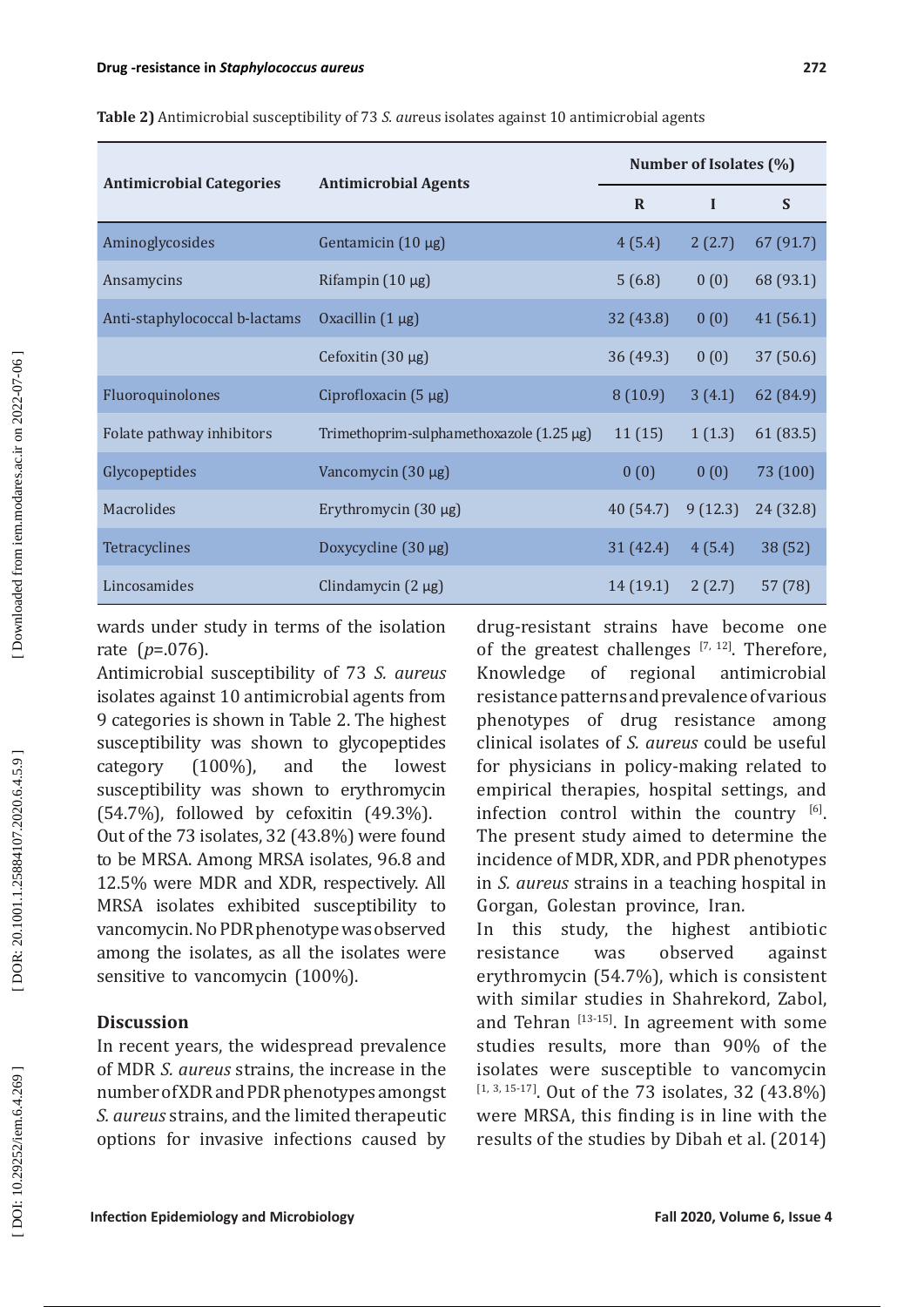**Table 2)** Antimicrobial susceptibility of 73 *S. au*reus isolates against 10 antimicrobial agents

| Antimicrobial Categories | Antimicrobial Agents | Number of Isolates (%) | | |
|---|---|---|---|---|
| | | R | I | S |
| Aminoglycosides | Gentamicin (10 µg) | 4 (5.4) | 2 (2.7) | 67 (91.7) |
| Ansamycins | Rifampin (10 µg) | 5 (6.8) | 0 (0) | 68 (93.1) |
| Anti-staphylococcal b-lactams | Oxacillin (1 µg) | 32 (43.8) | 0 (0) | 41 (56.1) |
| | Cefoxitin (30 µg) | 36 (49.3) | 0 (0) | 37 (50.6) |
| Fluoroquinolones | Ciprofloxacin (5 µg) | 8 (10.9) | 3 (4.1) | 62 (84.9) |
| Folate pathway inhibitors | Trimethoprim-sulphamethoxazole (1.25 µg) | 11 (15) | 1 (1.3) | 61 (83.5) |
| Glycopeptides | Vancomycin (30 µg) | 0 (0) | 0 (0) | 73 (100) |
| Macrolides | Erythromycin (30 µg) | 40 (54.7) | 9 (12.3) | 24 (32.8) |
| Tetracyclines | Doxycycline (30 µg) | 31 (42.4) | 4 (5.4) | 38 (52) |
| Lincosamides | Clindamycin (2 µg) | 14 (19.1) | 2 (2.7) | 57 (78) |

wards under study in terms of the isolation rate ($p$=.076).

Antimicrobial susceptibility of 73 *S. aureus* isolates against 10 antimicrobial agents from 9 categories is shown in Table 2. The highest susceptibility was shown to glycopeptides category (100%), and the lowest susceptibility was shown to erythromycin (54.7%), followed by cefoxitin (49.3%).

Out of the 73 isolates, 32 (43.8%) were found to be MRSA. Among MRSA isolates, 96.8 and 12.5% were MDR and XDR, respectively. All MRSA isolates exhibited susceptibility to vancomycin. No PDR phenotype was observed among the isolates, as all the isolates were sensitive to vancomycin (100%).

## Discussion

In recent years, the widespread prevalence of MDR *S. aureus* strains, the increase in the number of XDR and PDR phenotypes amongst *S. aureus* strains, and the limited therapeutic options for invasive infections caused by drug-resistant strains have become one of the greatest challenges [7, 12]. Therefore, Knowledge of regional antimicrobial resistance patterns and prevalence of various phenotypes of drug resistance among clinical isolates of *S. aureus* could be useful for physicians in policy-making related to empirical therapies, hospital settings, and infection control within the country [6]. The present study aimed to determine the incidence of MDR, XDR, and PDR phenotypes in *S. aureus* strains in a teaching hospital in Gorgan, Golestan province, Iran.

In this study, the highest antibiotic resistance was observed against erythromycin (54.7%), which is consistent with similar studies in Shahrekord, Zabol, and Tehran [13-15]. In agreement with some studies results, more than 90% of the isolates were susceptible to vancomycin [1, 3, 15-17]. Out of the 73 isolates, 32 (43.8%) were MRSA, this finding is in line with the results of the studies by Dibah et al. (2014)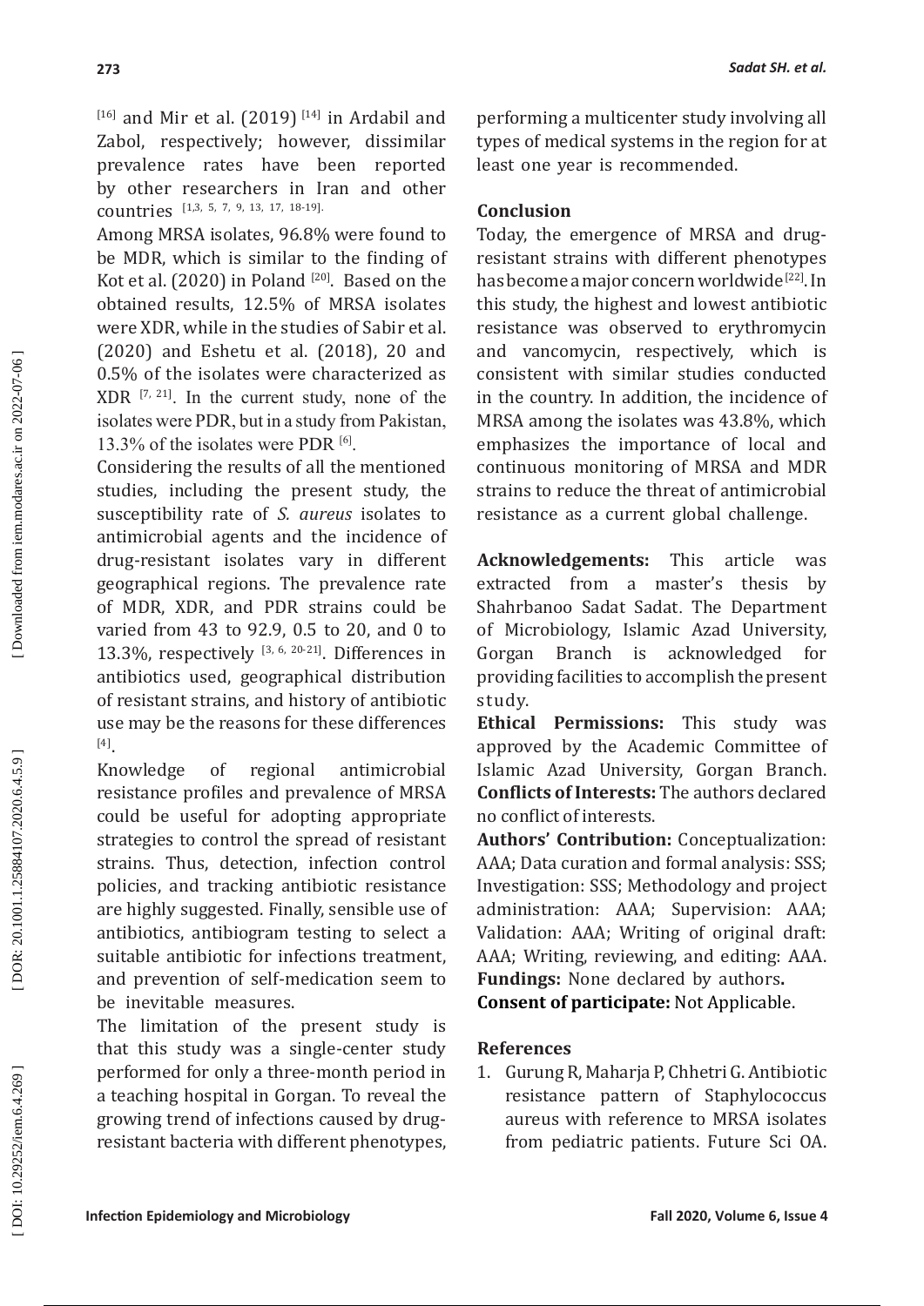[16] and Mir et al. (2019) [14] in Ardabil and Zabol, respectively; however, dissimilar prevalence rates have been reported by other researchers in Iran and other countries [1,3, 5, 7, 9, 13, 17, 18-19].

Among MRSA isolates, 96.8% were found to be MDR, which is similar to the finding of Kot et al. (2020) in Poland [20]. Based on the obtained results, 12.5% of MRSA isolates were XDR, while in the studies of Sabir et al. (2020) and Eshetu et al. (2018), 20 and 0.5% of the isolates were characterized as XDR [7, 21]. In the current study, none of the isolates were PDR, but in a study from Pakistan, 13.3% of the isolates were PDR [6].

Considering the results of all the mentioned studies, including the present study, the susceptibility rate of *S. aureus* isolates to antimicrobial agents and the incidence of drug-resistant isolates vary in different geographical regions. The prevalence rate of MDR, XDR, and PDR strains could be varied from 43 to 92.9, 0.5 to 20, and 0 to 13.3%, respectively [3, 6, 20-21]. Differences in antibiotics used, geographical distribution of resistant strains, and history of antibiotic use may be the reasons for these differences [4].

Knowledge of regional antimicrobial resistance profiles and prevalence of MRSA could be useful for adopting appropriate strategies to control the spread of resistant strains. Thus, detection, infection control policies, and tracking antibiotic resistance are highly suggested. Finally, sensible use of antibiotics, antibiogram testing to select a suitable antibiotic for infections treatment, and prevention of self-medication seem to be inevitable measures.

The limitation of the present study is that this study was a single-center study performed for only a three-month period in a teaching hospital in Gorgan. To reveal the growing trend of infections caused by drug-resistant bacteria with different phenotypes, performing a multicenter study involving all types of medical systems in the region for at least one year is recommended.

## Conclusion

Today, the emergence of MRSA and drug-resistant strains with different phenotypes has become a major concern worldwide [22]. In this study, the highest and lowest antibiotic resistance was observed to erythromycin and vancomycin, respectively, which is consistent with similar studies conducted in the country. In addition, the incidence of MRSA among the isolates was 43.8%, which emphasizes the importance of local and continuous monitoring of MRSA and MDR strains to reduce the threat of antimicrobial resistance as a current global challenge.

**Acknowledgements:** This article was extracted from a master's thesis by Shahrbanoo Sadat Sadat. The Department of Microbiology, Islamic Azad University, Gorgan Branch is acknowledged for providing facilities to accomplish the present study.

**Ethical Permissions:** This study was approved by the Academic Committee of Islamic Azad University, Gorgan Branch.

**Conflicts of Interests:** The authors declared no conflict of interests.

**Authors' Contribution:** Conceptualization: AAA; Data curation and formal analysis: SSS; Investigation: SSS; Methodology and project administration: AAA; Supervision: AAA; Validation: AAA; Writing of original draft: AAA; Writing, reviewing, and editing: AAA.

**Fundings:** None declared by authors**.**

**Consent of participate:** Not Applicable.

## References

1. Gurung R, Maharja P, Chhetri G. Antibiotic resistance pattern of Staphylococcus aureus with reference to MRSA isolates from pediatric patients. Future Sci OA.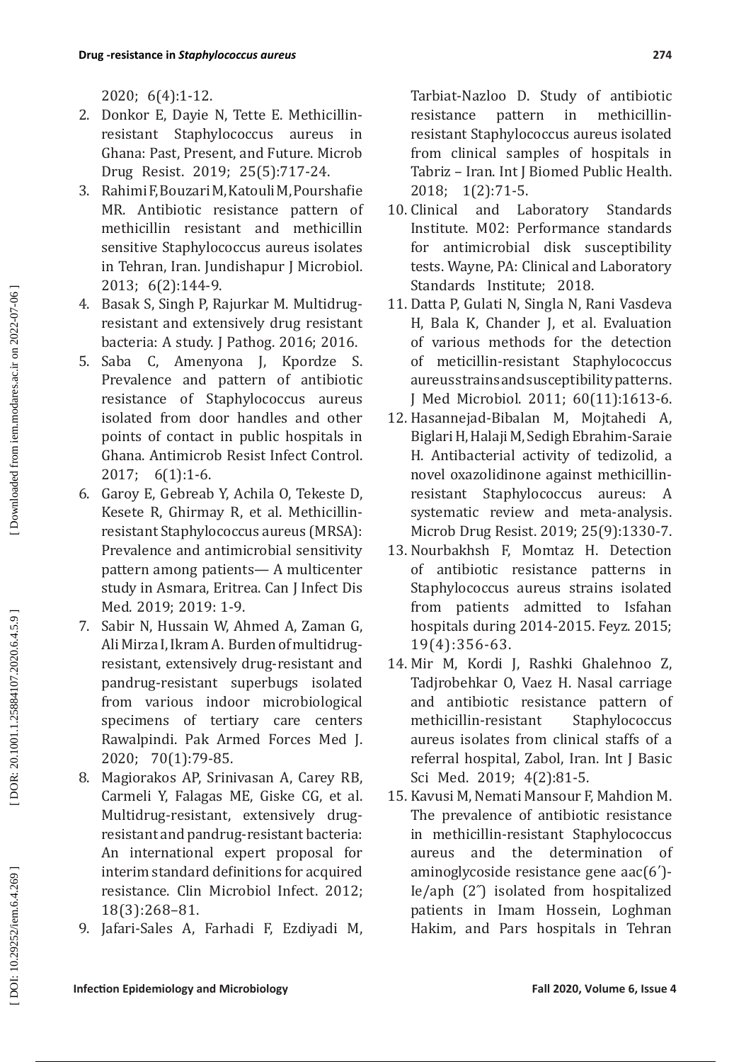2020; 6(4):1-12.

2. Donkor E, Dayie N, Tette E. Methicillin-resistant Staphylococcus aureus in Ghana: Past, Present, and Future. Microb Drug Resist. 2019; 25(5):717-24.
3. Rahimi F, Bouzari M, Katouli M, Pourshafie MR. Antibiotic resistance pattern of methicillin resistant and methicillin sensitive Staphylococcus aureus isolates in Tehran, Iran. Jundishapur J Microbiol. 2013; 6(2):144-9.
4. Basak S, Singh P, Rajurkar M. Multidrug-resistant and extensively drug resistant bacteria: A study. J Pathog. 2016; 2016.
5. Saba C, Amenyona J, Kpordze S. Prevalence and pattern of antibiotic resistance of Staphylococcus aureus isolated from door handles and other points of contact in public hospitals in Ghana. Antimicrob Resist Infect Control. 2017; 6(1):1-6.
6. Garoy E, Gebreab Y, Achila O, Tekeste D, Kesete R, Ghirmay R, et al. Methicillin-resistant Staphylococcus aureus (MRSA): Prevalence and antimicrobial sensitivity pattern among patients— A multicenter study in Asmara, Eritrea. Can J Infect Dis Med. 2019; 2019: 1-9.
7. Sabir N, Hussain W, Ahmed A, Zaman G, Ali Mirza I, Ikram A. Burden of multidrug-resistant, extensively drug-resistant and pandrug-resistant superbugs isolated from various indoor microbiological specimens of tertiary care centers Rawalpindi. Pak Armed Forces Med J. 2020; 70(1):79-85.
8. Magiorakos AP, Srinivasan A, Carey RB, Carmeli Y, Falagas ME, Giske CG, et al. Multidrug-resistant, extensively drug-resistant and pandrug-resistant bacteria: An international expert proposal for interim standard definitions for acquired resistance. Clin Microbiol Infect. 2012; 18(3):268–81.
9. Jafari-Sales A, Farhadi F, Ezdiyadi M, Tarbiat-Nazloo D. Study of antibiotic resistance pattern in methicillin-resistant Staphylococcus aureus isolated from clinical samples of hospitals in Tabriz – Iran. Int J Biomed Public Health. 2018; 1(2):71-5.
10. Clinical and Laboratory Standards Institute. M02: Performance standards for antimicrobial disk susceptibility tests. Wayne, PA: Clinical and Laboratory Standards Institute; 2018.
11. Datta P, Gulati N, Singla N, Rani Vasdeva H, Bala K, Chander J, et al. Evaluation of various methods for the detection of meticillin-resistant Staphylococcus aureus strains and susceptibility patterns. J Med Microbiol. 2011; 60(11):1613-6.
12. Hasannejad-Bibalan M, Mojtahedi A, Biglari H, Halaji M, Sedigh Ebrahim-Saraie H. Antibacterial activity of tedizolid, a novel oxazolidinone against methicillin-resistant Staphylococcus aureus: A systematic review and meta-analysis. Microb Drug Resist. 2019; 25(9):1330-7.
13. Nourbakhsh F, Momtaz H. Detection of antibiotic resistance patterns in Staphylococcus aureus strains isolated from patients admitted to Isfahan hospitals during 2014-2015. Feyz. 2015; 19(4):356-63.
14. Mir M, Kordi J, Rashki Ghalehnoo Z, Tadjrobehkar O, Vaez H. Nasal carriage and antibiotic resistance pattern of methicillin-resistant Staphylococcus aureus isolates from clinical staffs of a referral hospital, Zabol, Iran. Int J Basic Sci Med. 2019; 4(2):81-5.
15. Kavusi M, Nemati Mansour F, Mahdion M. The prevalence of antibiotic resistance in methicillin-resistant Staphylococcus aureus and the determination of aminoglycoside resistance gene aac(6′)-Ie/aph (2″) isolated from hospitalized patients in Imam Hossein, Loghman Hakim, and Pars hospitals in Tehran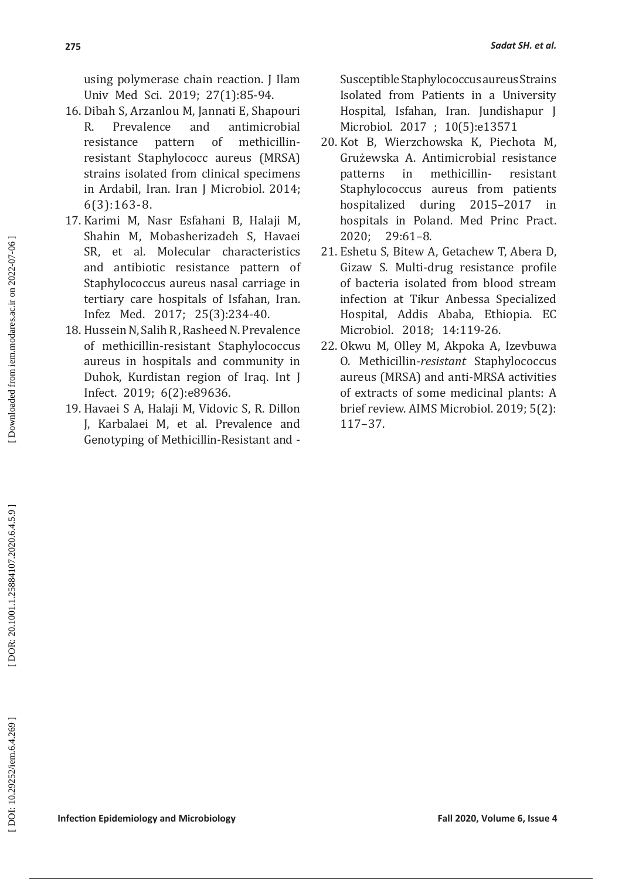using polymerase chain reaction. J Ilam Univ Med Sci. 2019; 27(1):85-94.

16. Dibah S, Arzanlou M, Jannati E, Shapouri R. Prevalence and antimicrobial resistance pattern of methicillin-resistant Staphylococc aureus (MRSA) strains isolated from clinical specimens in Ardabil, Iran. Iran J Microbiol. 2014; 6(3):163-8.
17. Karimi M, Nasr Esfahani B, Halaji M, Shahin M, Mobasherizadeh S, Havaei SR, et al. Molecular characteristics and antibiotic resistance pattern of Staphylococcus aureus nasal carriage in tertiary care hospitals of Isfahan, Iran. Infez Med. 2017; 25(3):234-40.
18. Hussein N, Salih R, Rasheed N. Prevalence of methicillin-resistant Staphylococcus aureus in hospitals and community in Duhok, Kurdistan region of Iraq. Int J Infect. 2019; 6(2):e89636.
19. Havaei S A, Halaji M, Vidovic S, R. Dillon J, Karbalaei M, et al. Prevalence and Genotyping of Methicillin-Resistant and -Susceptible Staphylococcus aureus Strains Isolated from Patients in a University Hospital, Isfahan, Iran. Jundishapur J Microbiol. 2017 ; 10(5):e13571
20. Kot B, Wierzchowska K, Piechota M, Grużewska A. Antimicrobial resistance patterns in methicillin- resistant Staphylococcus aureus from patients hospitalized during 2015–2017 in hospitals in Poland. Med Princ Pract. 2020; 29:61–8.
21. Eshetu S, Bitew A, Getachew T, Abera D, Gizaw S. Multi-drug resistance profile of bacteria isolated from blood stream infection at Tikur Anbessa Specialized Hospital, Addis Ababa, Ethiopia. EC Microbiol. 2018; 14:119-26.
22. Okwu M, Olley M, Akpoka A, Izevbuwa O. Methicillin-*resistant* Staphylococcus aureus (MRSA) and anti-MRSA activities of extracts of some medicinal plants: A brief review. AIMS Microbiol. 2019; 5(2): 117–37.